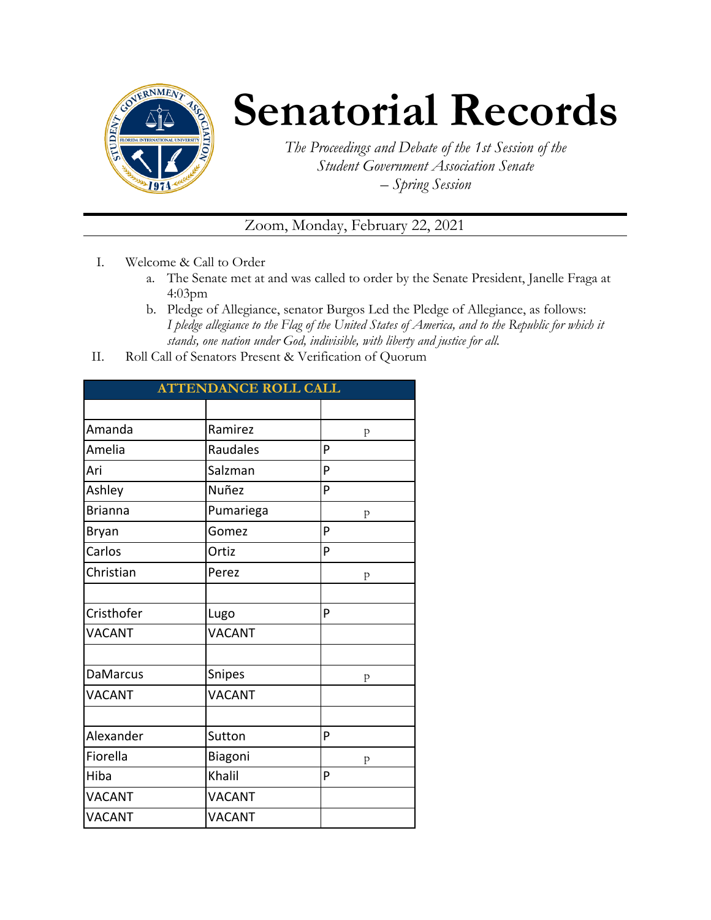# Senatorial Records

*The Proceedings and Debate of the 1st Session of the Student Government Association Senate – Spring Session*

Zoom, Monday, February 22, 2021

I. Welcome & Call to Order
   a. The Senate met at and was called to order by the Senate President, Janelle Fraga at 4:03pm
   b. Pledge of Allegiance, senator Burgos Led the Pledge of Allegiance, as follows: *I pledge allegiance to the Flag of the United States of America, and to the Republic for which it stands, one nation under God, indivisible, with liberty and justice for all.*

II. Roll Call of Senators Present & Verification of Quorum

| ATTENDANCE ROLL CALL | | |
|---|---|---|
| | | |
| Amanda | Ramirez | p |
| Amelia | Raudales | P |
| Ari | Salzman | P |
| Ashley | Nuñez | P |
| Brianna | Pumariega | p |
| Bryan | Gomez | P |
| Carlos | Ortiz | P |
| Christian | Perez | p |
| | | |
| Cristhofer | Lugo | P |
| VACANT | VACANT | |
| | | |
| DaMarcus | Snipes | p |
| VACANT | VACANT | |
| | | |
| Alexander | Sutton | P |
| Fiorella | Biagoni | p |
| Hiba | Khalil | P |
| VACANT | VACANT | |
| VACANT | VACANT | |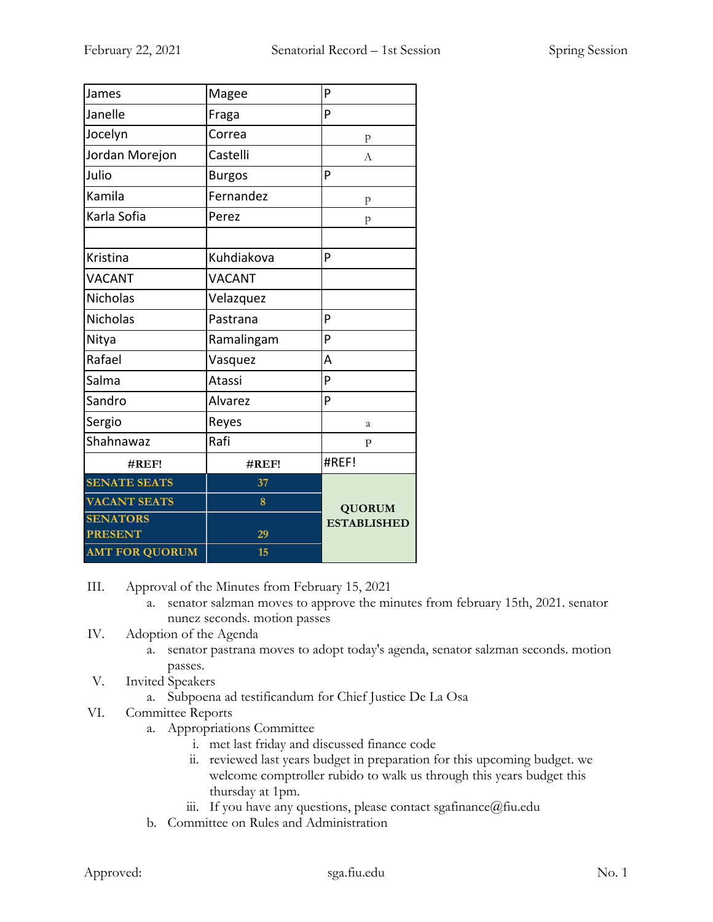| James | Magee | P |
|---|---|---|
| Janelle | Fraga | P |
| Jocelyn | Correa | P |
| Jordan Morejon | Castelli | A |
| Julio | Burgos | P |
| Kamila | Fernandez | P |
| Karla Sofia | Perez | P |
| | | |
| Kristina | Kuhdiakova | P |
| VACANT | VACANT | |
| Nicholas | Velazquez | |
| Nicholas | Pastrana | P |
| Nitya | Ramalingam | P |
| Rafael | Vasquez | A |
| Salma | Atassi | P |
| Sandro | Alvarez | P |
| Sergio | Reyes | a |
| Shahnawaz | Rafi | P |
| **#REF!** | **#REF!** | #REF! |
| **SENATE SEATS** | **37** | **QUORUM ESTABLISHED** |
| **VACANT SEATS** | **8** | |
| **SENATORS PRESENT** | **29** | |
| **AMT FOR QUORUM** | **15** | |

III. Approval of the Minutes from February 15, 2021
   a. senator salzman moves to approve the minutes from february 15th, 2021. senator nunez seconds. motion passes

IV. Adoption of the Agenda
   a. senator pastrana moves to adopt today's agenda, senator salzman seconds. motion passes.

V. Invited Speakers
   a. Subpoena ad testificandum for Chief Justice De La Osa

VI. Committee Reports
   a. Appropriations Committee
      i. met last friday and discussed finance code
      ii. reviewed last years budget in preparation for this upcoming budget. we welcome comptroller rubido to walk us through this years budget this thursday at 1pm.
      iii. If you have any questions, please contact sgafinance@fiu.edu
   b. Committee on Rules and Administration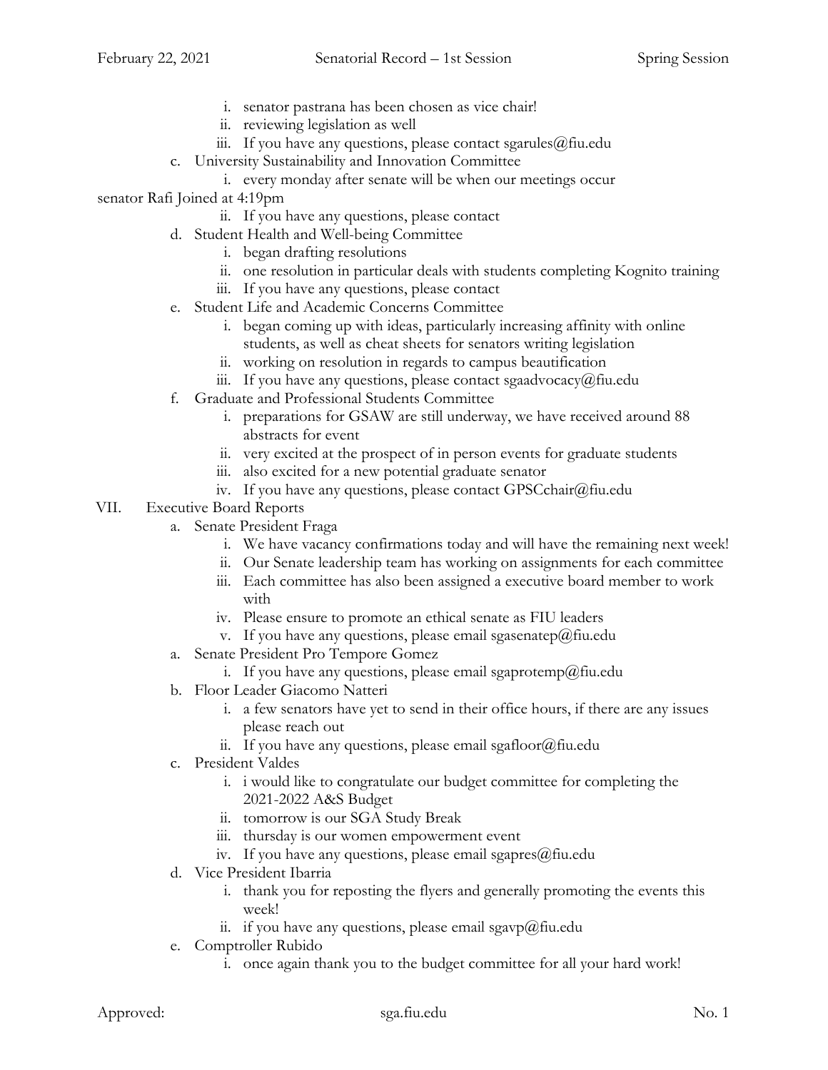- i. senator pastrana has been chosen as vice chair!
   - ii. reviewing legislation as well
   - iii. If you have any questions, please contact sgarules@fiu.edu
- c. University Sustainability and Innovation Committee
   - i. every monday after senate will be when our meetings occur

senator Rafi Joined at 4:19pm

   - ii. If you have any questions, please contact
- d. Student Health and Well-being Committee
   - i. began drafting resolutions
   - ii. one resolution in particular deals with students completing Kognito training
   - iii. If you have any questions, please contact
- e. Student Life and Academic Concerns Committee
   - i. began coming up with ideas, particularly increasing affinity with online students, as well as cheat sheets for senators writing legislation
   - ii. working on resolution in regards to campus beautification
   - iii. If you have any questions, please contact sgaadvocacy@fiu.edu
- f. Graduate and Professional Students Committee
   - i. preparations for GSAW are still underway, we have received around 88 abstracts for event
   - ii. very excited at the prospect of in person events for graduate students
   - iii. also excited for a new potential graduate senator
   - iv. If you have any questions, please contact GPSCchair@fiu.edu

VII. Executive Board Reports

- a. Senate President Fraga
   - i. We have vacancy confirmations today and will have the remaining next week!
   - ii. Our Senate leadership team has working on assignments for each committee
   - iii. Each committee has also been assigned a executive board member to work with
   - iv. Please ensure to promote an ethical senate as FIU leaders
   - v. If you have any questions, please email sgasenatep@fiu.edu
- a. Senate President Pro Tempore Gomez
   - i. If you have any questions, please email sgaprotemp@fiu.edu
- b. Floor Leader Giacomo Natteri
   - i. a few senators have yet to send in their office hours, if there are any issues please reach out
   - ii. If you have any questions, please email sgafloor@fiu.edu
- c. President Valdes
   - i. i would like to congratulate our budget committee for completing the 2021-2022 A&S Budget
   - ii. tomorrow is our SGA Study Break
   - iii. thursday is our women empowerment event
   - iv. If you have any questions, please email sgapres@fiu.edu
- d. Vice President Ibarria
   - i. thank you for reposting the flyers and generally promoting the events this week!
   - ii. if you have any questions, please email sgavp@fiu.edu
- e. Comptroller Rubido
   - i. once again thank you to the budget committee for all your hard work!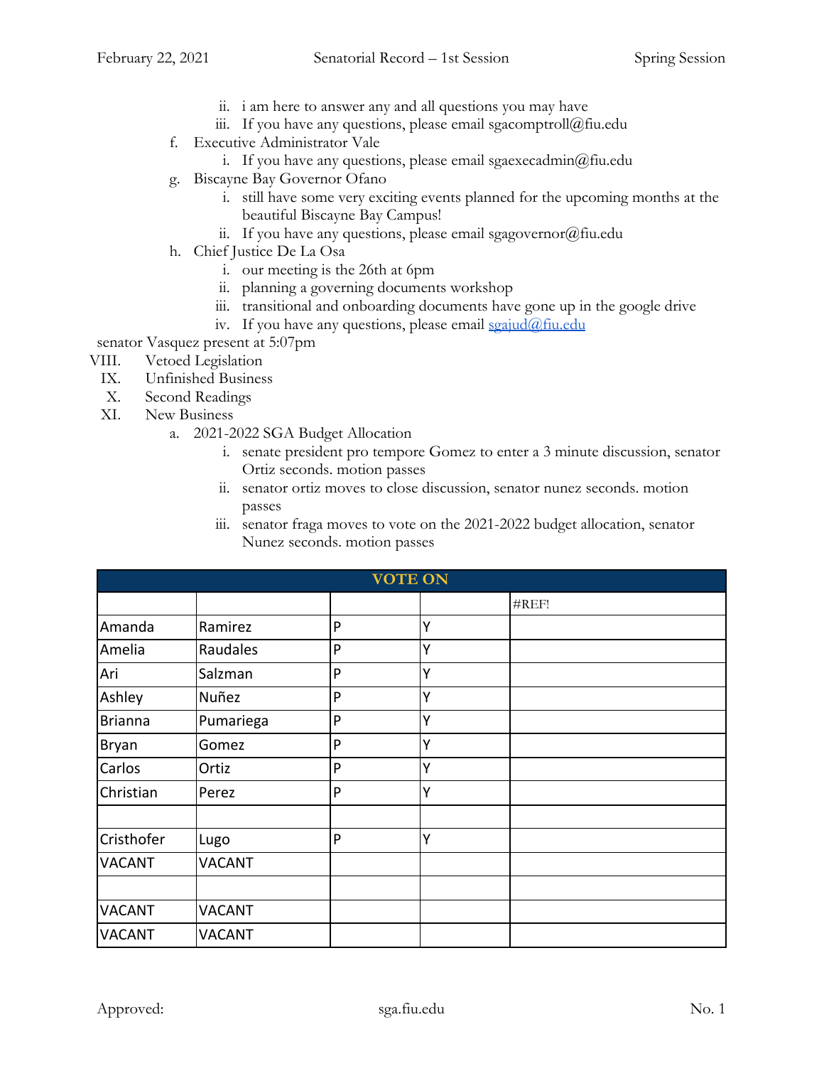ii. i am here to answer any and all questions you may have
iii. If you have any questions, please email sgacomptroll@fiu.edu

f. Executive Administrator Vale
   i. If you have any questions, please email sgaexecadmin@fiu.edu

g. Biscayne Bay Governor Ofano
   i. still have some very exciting events planned for the upcoming months at the beautiful Biscayne Bay Campus!
   ii. If you have any questions, please email sgagovernor@fiu.edu

h. Chief Justice De La Osa
   i. our meeting is the 26th at 6pm
   ii. planning a governing documents workshop
   iii. transitional and onboarding documents have gone up in the google drive
   iv. If you have any questions, please email sgajud@fiu.edu

senator Vasquez present at 5:07pm

VIII. Vetoed Legislation

IX. Unfinished Business

X. Second Readings

XI. New Business

a. 2021-2022 SGA Budget Allocation
   i. senate president pro tempore Gomez to enter a 3 minute discussion, senator Ortiz seconds. motion passes
   ii. senator ortiz moves to close discussion, senator nunez seconds. motion passes
   iii. senator fraga moves to vote on the 2021-2022 budget allocation, senator Nunez seconds. motion passes

| VOTE ON | | | | |
|---|---|---|---|---|
| | | | | #REF! |
| Amanda | Ramirez | P | Y | |
| Amelia | Raudales | P | Y | |
| Ari | Salzman | P | Y | |
| Ashley | Nuñez | P | Y | |
| Brianna | Pumariega | P | Y | |
| Bryan | Gomez | P | Y | |
| Carlos | Ortiz | P | Y | |
| Christian | Perez | P | Y | |
| | | | | |
| Cristhofer | Lugo | P | Y | |
| VACANT | VACANT | | | |
| | | | | |
| VACANT | VACANT | | | |
| VACANT | VACANT | | | |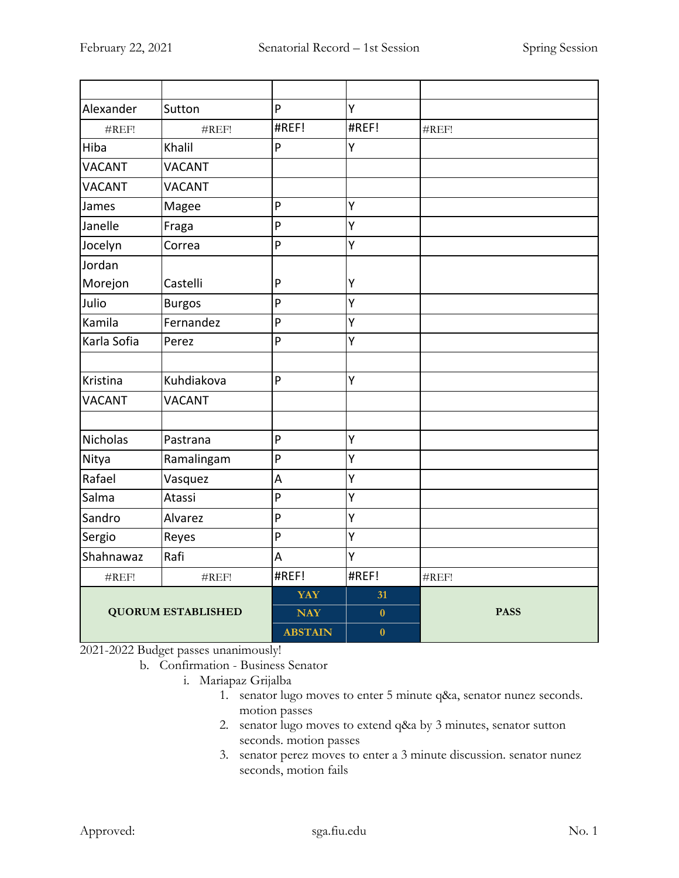| | | | | |
|---|---|---|---|---|
| Alexander | Sutton | P | Y | |
| #REF! | #REF! | #REF! | #REF! | #REF! |
| Hiba | Khalil | P | Y | |
| VACANT | VACANT | | | |
| VACANT | VACANT | | | |
| James | Magee | P | Y | |
| Janelle | Fraga | P | Y | |
| Jocelyn | Correa | P | Y | |
| Jordan Morejon | Castelli | P | Y | |
| Julio | Burgos | P | Y | |
| Kamila | Fernandez | P | Y | |
| Karla Sofia | Perez | P | Y | |
| | | | | |
| Kristina | Kuhdiakova | P | Y | |
| VACANT | VACANT | | | |
| | | | | |
| Nicholas | Pastrana | P | Y | |
| Nitya | Ramalingam | P | Y | |
| Rafael | Vasquez | A | Y | |
| Salma | Atassi | P | Y | |
| Sandro | Alvarez | P | Y | |
| Sergio | Reyes | P | Y | |
| Shahnawaz | Rafi | A | Y | |
| #REF! | #REF! | #REF! | #REF! | #REF! |
| **QUORUM ESTABLISHED** | | **YAY** | **31** | **PASS** |
| | | **NAY** | **0** | |
| | | **ABSTAIN** | **0** | |

2021-2022 Budget passes unanimously!

b. Confirmation - Business Senator
   i. Mariapaz Grijalba
      1. senator lugo moves to enter 5 minute q&a, senator nunez seconds. motion passes
      2. senator lugo moves to extend q&a by 3 minutes, senator sutton seconds. motion passes
      3. senator perez moves to enter a 3 minute discussion. senator nunez seconds, motion fails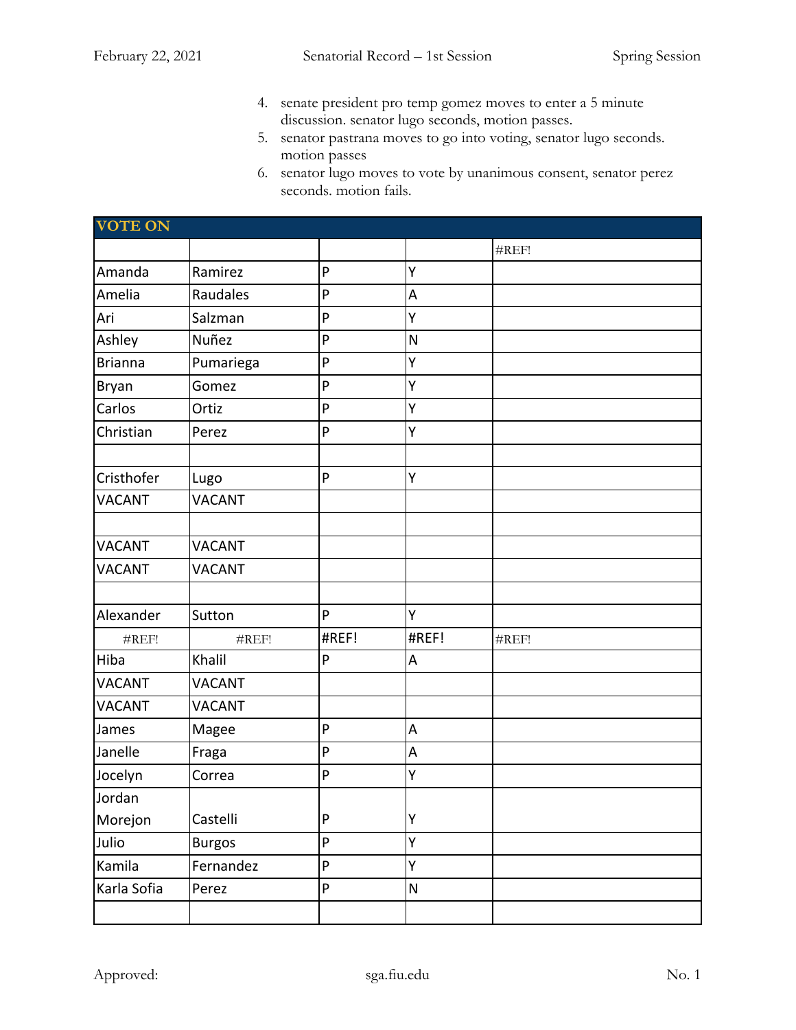4. senate president pro temp gomez moves to enter a 5 minute discussion. senator lugo seconds, motion passes.
5. senator pastrana moves to go into voting, senator lugo seconds. motion passes
6. senator lugo moves to vote by unanimous consent, senator perez seconds. motion fails.

| VOTE ON | | | | |
|---|---|---|---|---|
| | | | | #REF! |
| Amanda | Ramirez | P | Y | |
| Amelia | Raudales | P | A | |
| Ari | Salzman | P | Y | |
| Ashley | Nuñez | P | N | |
| Brianna | Pumariega | P | Y | |
| Bryan | Gomez | P | Y | |
| Carlos | Ortiz | P | Y | |
| Christian | Perez | P | Y | |
| | | | | |
| Cristhofer | Lugo | P | Y | |
| VACANT | VACANT | | | |
| | | | | |
| VACANT | VACANT | | | |
| VACANT | VACANT | | | |
| | | | | |
| Alexander | Sutton | P | Y | |
| #REF! | #REF! | #REF! | #REF! | #REF! |
| Hiba | Khalil | P | A | |
| VACANT | VACANT | | | |
| VACANT | VACANT | | | |
| James | Magee | P | A | |
| Janelle | Fraga | P | A | |
| Jocelyn | Correa | P | Y | |
| Jordan Morejon | Castelli | P | Y | |
| Julio | Burgos | P | Y | |
| Kamila | Fernandez | P | Y | |
| Karla Sofia | Perez | P | N | |
| | | | | |

Approved: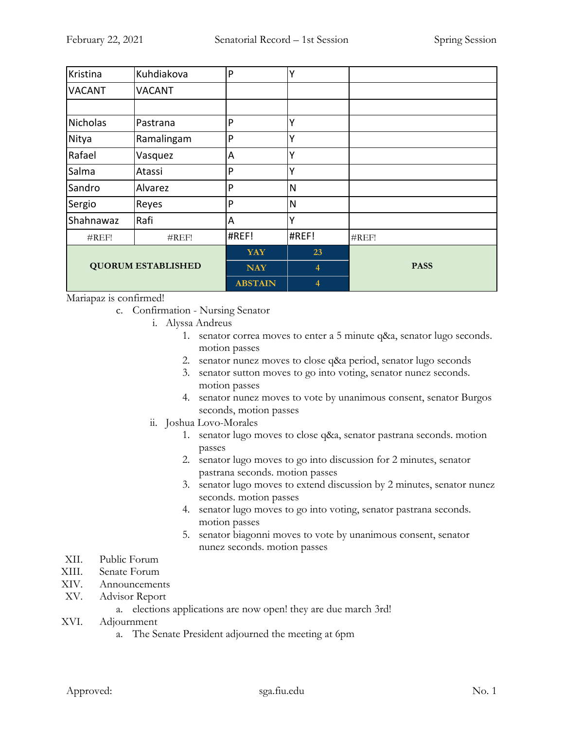| | | | | |
|---|---|---|---|---|
| Kristina | Kuhdiakova | P | Y | |
| VACANT | VACANT | | | |
| | | | | |
| Nicholas | Pastrana | P | Y | |
| Nitya | Ramalingam | P | Y | |
| Rafael | Vasquez | A | Y | |
| Salma | Atassi | P | Y | |
| Sandro | Alvarez | P | N | |
| Sergio | Reyes | P | N | |
| Shahnawaz | Rafi | A | Y | |
| #REF! | #REF! | #REF! | #REF! | #REF! |
| **QUORUM ESTABLISHED** | | **YAY** | **23** | **PASS** |
| | | **NAY** | **4** | |
| | | **ABSTAIN** | **4** | |

Mariapaz is confirmed!

c. Confirmation - Nursing Senator
   i. Alyssa Andreus
      1. senator correa moves to enter a 5 minute q&a, senator lugo seconds. motion passes
      2. senator nunez moves to close q&a period, senator lugo seconds
      3. senator sutton moves to go into voting, senator nunez seconds. motion passes
      4. senator nunez moves to vote by unanimous consent, senator Burgos seconds, motion passes
   ii. Joshua Lovo-Morales
      1. senator lugo moves to close q&a, senator pastrana seconds. motion passes
      2. senator lugo moves to go into discussion for 2 minutes, senator pastrana seconds. motion passes
      3. senator lugo moves to extend discussion by 2 minutes, senator nunez seconds. motion passes
      4. senator lugo moves to go into voting, senator pastrana seconds. motion passes
      5. senator biagonni moves to vote by unanimous consent, senator nunez seconds. motion passes

XII. Public Forum

XIII. Senate Forum

XIV. Announcements

XV. Advisor Report
   a. elections applications are now open! they are due march 3rd!

XVI. Adjournment
   a. The Senate President adjourned the meeting at 6pm

Approved: